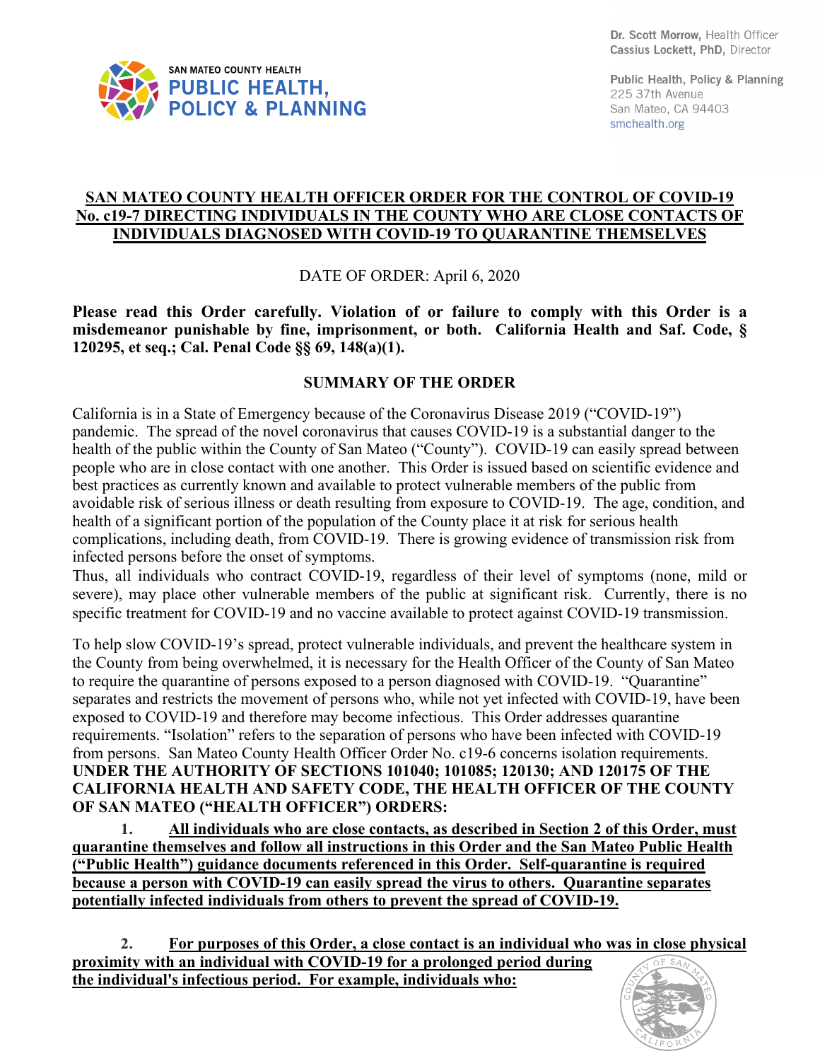Dr. Scott Morrow, Health Officer
Cassius Lockett, PhD, Director

SAN MATEO COUNTY HEALTH
**PUBLIC HEALTH, POLICY & PLANNING**

Public Health, Policy & Planning
225 37th Avenue
San Mateo, CA 94403
smchealth.org

# SAN MATEO COUNTY HEALTH OFFICER ORDER FOR THE CONTROL OF COVID-19 No. c19-7 DIRECTING INDIVIDUALS IN THE COUNTY WHO ARE CLOSE CONTACTS OF INDIVIDUALS DIAGNOSED WITH COVID-19 TO QUARANTINE THEMSELVES

DATE OF ORDER: April 6, 2020

**Please read this Order carefully. Violation of or failure to comply with this Order is a misdemeanor punishable by fine, imprisonment, or both. California Health and Saf. Code, § 120295, et seq.; Cal. Penal Code §§ 69, 148(a)(1).**

## SUMMARY OF THE ORDER

California is in a State of Emergency because of the Coronavirus Disease 2019 ("COVID-19") pandemic. The spread of the novel coronavirus that causes COVID-19 is a substantial danger to the health of the public within the County of San Mateo ("County"). COVID-19 can easily spread between people who are in close contact with one another. This Order is issued based on scientific evidence and best practices as currently known and available to protect vulnerable members of the public from avoidable risk of serious illness or death resulting from exposure to COVID-19. The age, condition, and health of a significant portion of the population of the County place it at risk for serious health complications, including death, from COVID-19. There is growing evidence of transmission risk from infected persons before the onset of symptoms.
Thus, all individuals who contract COVID-19, regardless of their level of symptoms (none, mild or severe), may place other vulnerable members of the public at significant risk. Currently, there is no specific treatment for COVID-19 and no vaccine available to protect against COVID-19 transmission.

To help slow COVID-19's spread, protect vulnerable individuals, and prevent the healthcare system in the County from being overwhelmed, it is necessary for the Health Officer of the County of San Mateo to require the quarantine of persons exposed to a person diagnosed with COVID-19. "Quarantine" separates and restricts the movement of persons who, while not yet infected with COVID-19, have been exposed to COVID-19 and therefore may become infectious. This Order addresses quarantine requirements. "Isolation" refers to the separation of persons who have been infected with COVID-19 from persons. San Mateo County Health Officer Order No. c19-6 concerns isolation requirements.
**UNDER THE AUTHORITY OF SECTIONS 101040; 101085; 120130; AND 120175 OF THE CALIFORNIA HEALTH AND SAFETY CODE, THE HEALTH OFFICER OF THE COUNTY OF SAN MATEO ("HEALTH OFFICER") ORDERS:**

**1. All individuals who are close contacts, as described in Section 2 of this Order, must quarantine themselves and follow all instructions in this Order and the San Mateo Public Health ("Public Health") guidance documents referenced in this Order. Self-quarantine is required because a person with COVID-19 can easily spread the virus to others. Quarantine separates potentially infected individuals from others to prevent the spread of COVID-19.**

**2. For purposes of this Order, a close contact is an individual who was in close physical proximity with an individual with COVID-19 for a prolonged period during the individual's infectious period. For example, individuals who:**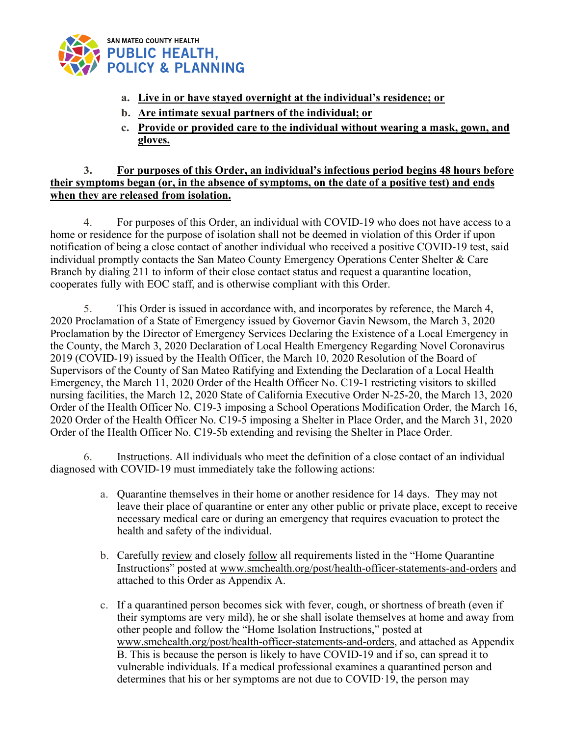a. **Live in or have stayed overnight at the individual's residence; or**
b. **Are intimate sexual partners of the individual; or**
c. **Provide or provided care to the individual without wearing a mask, gown, and gloves.**

3. **For purposes of this Order, an individual's infectious period begins 48 hours before their symptoms began (or, in the absence of symptoms, on the date of a positive test) and ends when they are released from isolation.**

4. For purposes of this Order, an individual with COVID-19 who does not have access to a home or residence for the purpose of isolation shall not be deemed in violation of this Order if upon notification of being a close contact of another individual who received a positive COVID-19 test, said individual promptly contacts the San Mateo County Emergency Operations Center Shelter & Care Branch by dialing 211 to inform of their close contact status and request a quarantine location, cooperates fully with EOC staff, and is otherwise compliant with this Order.

5. This Order is issued in accordance with, and incorporates by reference, the March 4, 2020 Proclamation of a State of Emergency issued by Governor Gavin Newsom, the March 3, 2020 Proclamation by the Director of Emergency Services Declaring the Existence of a Local Emergency in the County, the March 3, 2020 Declaration of Local Health Emergency Regarding Novel Coronavirus 2019 (COVID-19) issued by the Health Officer, the March 10, 2020 Resolution of the Board of Supervisors of the County of San Mateo Ratifying and Extending the Declaration of a Local Health Emergency, the March 11, 2020 Order of the Health Officer No. C19-1 restricting visitors to skilled nursing facilities, the March 12, 2020 State of California Executive Order N-25-20, the March 13, 2020 Order of the Health Officer No. C19-3 imposing a School Operations Modification Order, the March 16, 2020 Order of the Health Officer No. C19-5 imposing a Shelter in Place Order, and the March 31, 2020 Order of the Health Officer No. C19-5b extending and revising the Shelter in Place Order.

6. Instructions. All individuals who meet the definition of a close contact of an individual diagnosed with COVID-19 must immediately take the following actions:

a. Quarantine themselves in their home or another residence for 14 days. They may not leave their place of quarantine or enter any other public or private place, except to receive necessary medical care or during an emergency that requires evacuation to protect the health and safety of the individual.

b. Carefully review and closely follow all requirements listed in the "Home Quarantine Instructions" posted at www.smchealth.org/post/health-officer-statements-and-orders and attached to this Order as Appendix A.

c. If a quarantined person becomes sick with fever, cough, or shortness of breath (even if their symptoms are very mild), he or she shall isolate themselves at home and away from other people and follow the "Home Isolation Instructions," posted at www.smchealth.org/post/health-officer-statements-and-orders, and attached as Appendix B. This is because the person is likely to have COVID-19 and if so, can spread it to vulnerable individuals. If a medical professional examines a quarantined person and determines that his or her symptoms are not due to COVID·19, the person may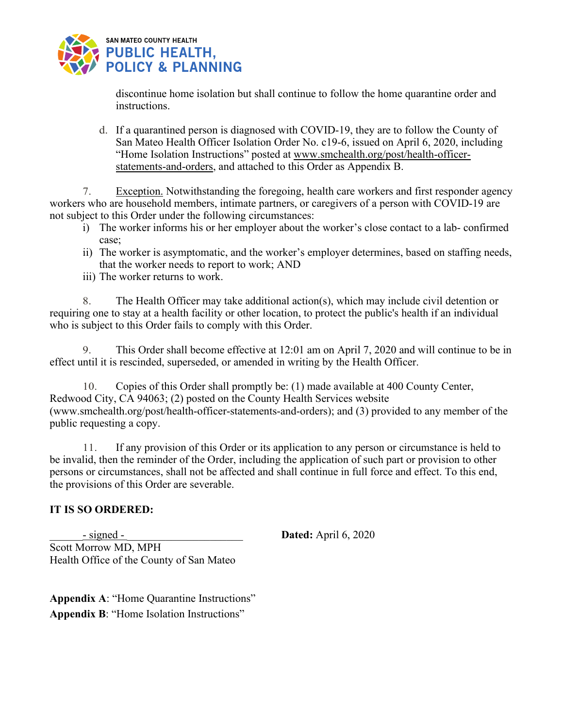discontinue home isolation but shall continue to follow the home quarantine order and instructions.

d. If a quarantined person is diagnosed with COVID-19, they are to follow the County of San Mateo Health Officer Isolation Order No. c19-6, issued on April 6, 2020, including "Home Isolation Instructions" posted at www.smchealth.org/post/health-officer-statements-and-orders, and attached to this Order as Appendix B.

7. Exception. Notwithstanding the foregoing, health care workers and first responder agency workers who are household members, intimate partners, or caregivers of a person with COVID-19 are not subject to this Order under the following circumstances:

i) The worker informs his or her employer about the worker's close contact to a lab- confirmed case;
ii) The worker is asymptomatic, and the worker's employer determines, based on staffing needs, that the worker needs to report to work; AND
iii) The worker returns to work.

8. The Health Officer may take additional action(s), which may include civil detention or requiring one to stay at a health facility or other location, to protect the public's health if an individual who is subject to this Order fails to comply with this Order.

9. This Order shall become effective at 12:01 am on April 7, 2020 and will continue to be in effect until it is rescinded, superseded, or amended in writing by the Health Officer.

10. Copies of this Order shall promptly be: (1) made available at 400 County Center, Redwood City, CA 94063; (2) posted on the County Health Services website (www.smchealth.org/post/health-officer-statements-and-orders); and (3) provided to any member of the public requesting a copy.

11. If any provision of this Order or its application to any person or circumstance is held to be invalid, then the reminder of the Order, including the application of such part or provision to other persons or circumstances, shall not be affected and shall continue in full force and effect. To this end, the provisions of this Order are severable.

**IT IS SO ORDERED:**

\_\_\_\_\_\_- signed -\_\_\_\_\_\_\_\_\_\_\_\_\_\_\_\_\_\_\_\_\_ **Dated:** April 6, 2020

Scott Morrow MD, MPH
Health Office of the County of San Mateo

**Appendix A**: "Home Quarantine Instructions"
**Appendix B**: "Home Isolation Instructions"